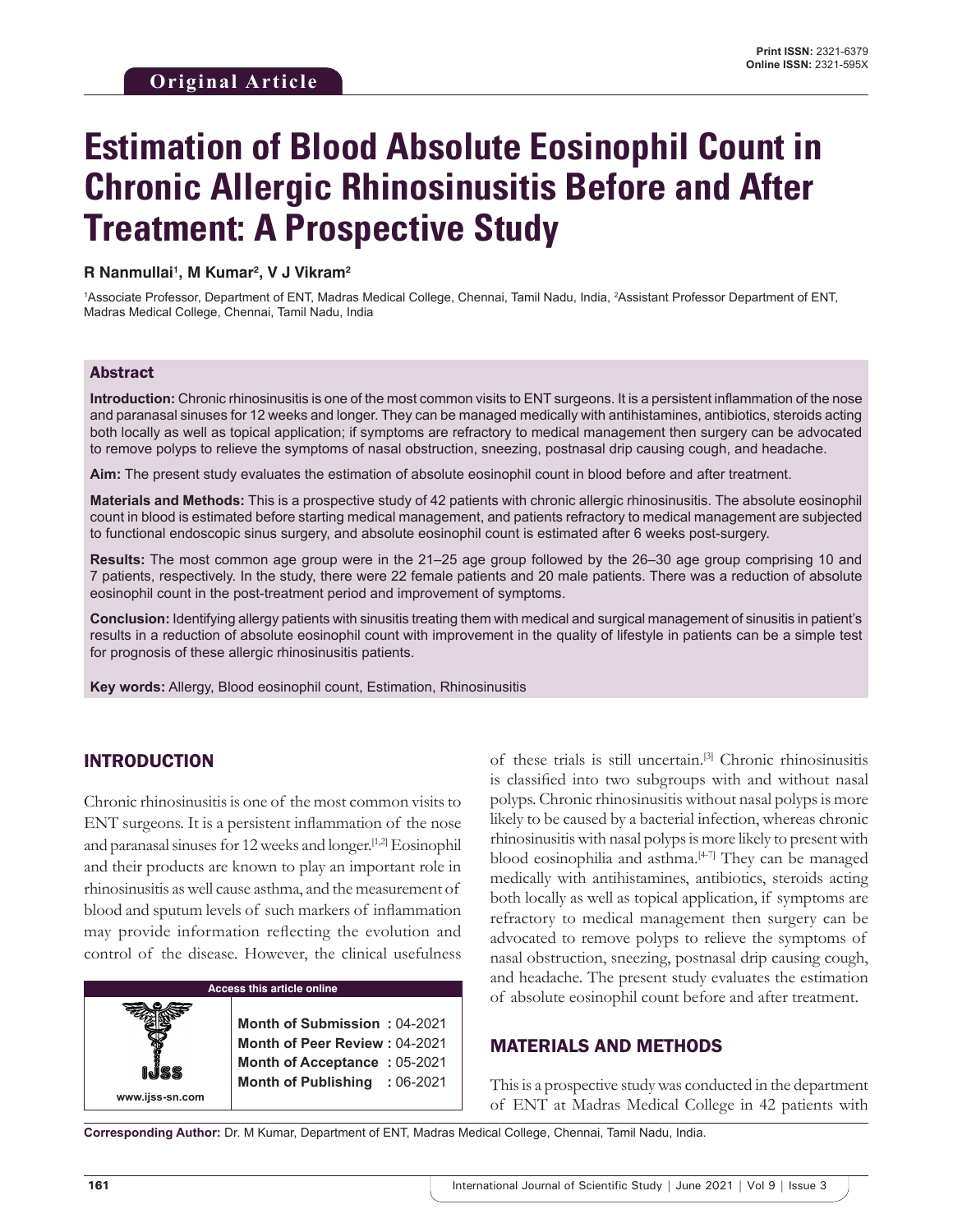Original Article

# Estimation of Blood Absolute Eosinophil Count in Chronic Allergic Rhinosinusitis Before and After Treatment: A Prospective Study

**R Nanmullai[1], M Kumar[2], V J Vikram[2]**

[1]Associate Professor, Department of ENT, Madras Medical College, Chennai, Tamil Nadu, India, [2]Assistant Professor Department of ENT, Madras Medical College, Chennai, Tamil Nadu, India

## Abstract

**Introduction:** Chronic rhinosinusitis is one of the most common visits to ENT surgeons. It is a persistent inflammation of the nose and paranasal sinuses for 12 weeks and longer. They can be managed medically with antihistamines, antibiotics, steroids acting both locally as well as topical application; if symptoms are refractory to medical management then surgery can be advocated to remove polyps to relieve the symptoms of nasal obstruction, sneezing, postnasal drip causing cough, and headache.

**Aim:** The present study evaluates the estimation of absolute eosinophil count in blood before and after treatment.

**Materials and Methods:** This is a prospective study of 42 patients with chronic allergic rhinosinusitis. The absolute eosinophil count in blood is estimated before starting medical management, and patients refractory to medical management are subjected to functional endoscopic sinus surgery, and absolute eosinophil count is estimated after 6 weeks post-surgery.

**Results:** The most common age group were in the 21–25 age group followed by the 26–30 age group comprising 10 and 7 patients, respectively. In the study, there were 22 female patients and 20 male patients. There was a reduction of absolute eosinophil count in the post-treatment period and improvement of symptoms.

**Conclusion:** Identifying allergy patients with sinusitis treating them with medical and surgical management of sinusitis in patient's results in a reduction of absolute eosinophil count with improvement in the quality of lifestyle in patients can be a simple test for prognosis of these allergic rhinosinusitis patients.

**Key words:** Allergy, Blood eosinophil count, Estimation, Rhinosinusitis

## INTRODUCTION

Chronic rhinosinusitis is one of the most common visits to ENT surgeons. It is a persistent inflammation of the nose and paranasal sinuses for 12 weeks and longer.[1,2] Eosinophil and their products are known to play an important role in rhinosinusitis as well cause asthma, and the measurement of blood and sputum levels of such markers of inflammation may provide information reflecting the evolution and control of the disease. However, the clinical usefulness of these trials is still uncertain.[3] Chronic rhinosinusitis is classified into two subgroups with and without nasal polyps. Chronic rhinosinusitis without nasal polyps is more likely to be caused by a bacterial infection, whereas chronic rhinosinusitis with nasal polyps is more likely to present with blood eosinophilia and asthma.[4-7] They can be managed medically with antihistamines, antibiotics, steroids acting both locally as well as topical application, if symptoms are refractory to medical management then surgery can be advocated to remove polyps to relieve the symptoms of nasal obstruction, sneezing, postnasal drip causing cough, and headache. The present study evaluates the estimation of absolute eosinophil count before and after treatment.

| Access this article online | |
|---|---|
| www.ijss-sn.com | **Month of Submission :** 04-2021<br>**Month of Peer Review :** 04-2021<br>**Month of Acceptance :** 05-2021<br>**Month of Publishing :** 06-2021 |

## MATERIALS AND METHODS

This is a prospective study was conducted in the department of ENT at Madras Medical College in 42 patients with

**Corresponding Author:** Dr. M Kumar, Department of ENT, Madras Medical College, Chennai, Tamil Nadu, India.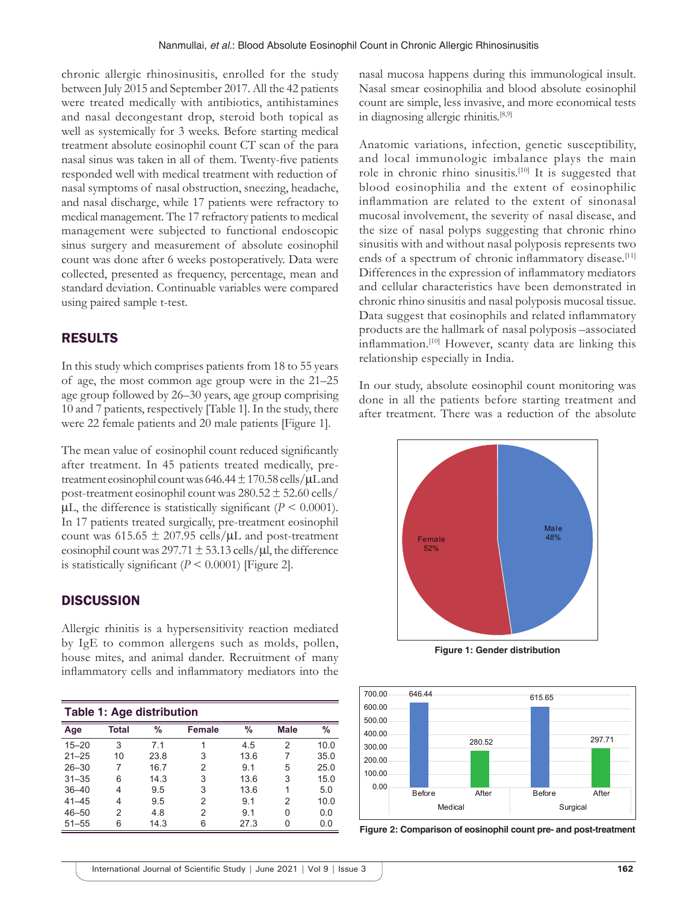chronic allergic rhinosinusitis, enrolled for the study between July 2015 and September 2017. All the 42 patients were treated medically with antibiotics, antihistamines and nasal decongestant drop, steroid both topical as well as systemically for 3 weeks. Before starting medical treatment absolute eosinophil count CT scan of the para nasal sinus was taken in all of them. Twenty-five patients responded well with medical treatment with reduction of nasal symptoms of nasal obstruction, sneezing, headache, and nasal discharge, while 17 patients were refractory to medical management. The 17 refractory patients to medical management were subjected to functional endoscopic sinus surgery and measurement of absolute eosinophil count was done after 6 weeks postoperatively. Data were collected, presented as frequency, percentage, mean and standard deviation. Continuable variables were compared using paired sample t-test.

## RESULTS

In this study which comprises patients from 18 to 55 years of age, the most common age group were in the 21–25 age group followed by 26–30 years, age group comprising 10 and 7 patients, respectively [Table 1]. In the study, there were 22 female patients and 20 male patients [Figure 1].

The mean value of eosinophil count reduced significantly after treatment. In 45 patients treated medically, pre-treatment eosinophil count was 646.44 ± 170.58 cells/μL and post-treatment eosinophil count was 280.52 ± 52.60 cells/μL, the difference is statistically significant ($P < 0.0001$). In 17 patients treated surgically, pre-treatment eosinophil count was 615.65 ± 207.95 cells/μL and post-treatment eosinophil count was 297.71 ± 53.13 cells/μl, the difference is statistically significant ($P < 0.0001$) [Figure 2].

## DISCUSSION

Allergic rhinitis is a hypersensitivity reaction mediated by IgE to common allergens such as molds, pollen, house mites, and animal dander. Recruitment of many inflammatory cells and inflammatory mediators into the nasal mucosa happens during this immunological insult. Nasal smear eosinophilia and blood absolute eosinophil count are simple, less invasive, and more economical tests in diagnosing allergic rhinitis.[8,9]

**Table 1: Age distribution**

| Age | Total | % | Female | % | Male | % |
|---|---|---|---|---|---|---|
| 15–20 | 3 | 7.1 | 1 | 4.5 | 2 | 10.0 |
| 21–25 | 10 | 23.8 | 3 | 13.6 | 7 | 35.0 |
| 26–30 | 7 | 16.7 | 2 | 9.1 | 5 | 25.0 |
| 31–35 | 6 | 14.3 | 3 | 13.6 | 3 | 15.0 |
| 36–40 | 4 | 9.5 | 3 | 13.6 | 1 | 5.0 |
| 41–45 | 4 | 9.5 | 2 | 9.1 | 2 | 10.0 |
| 46–50 | 2 | 4.8 | 2 | 9.1 | 0 | 0.0 |
| 51–55 | 6 | 14.3 | 6 | 27.3 | 0 | 0.0 |

Anatomic variations, infection, genetic susceptibility, and local immunologic imbalance plays the main role in chronic rhino sinusitis.[10] It is suggested that blood eosinophilia and the extent of eosinophilic inflammation are related to the extent of sinonasal mucosal involvement, the severity of nasal disease, and the size of nasal polyps suggesting that chronic rhino sinusitis with and without nasal polyposis represents two ends of a spectrum of chronic inflammatory disease.[11] Differences in the expression of inflammatory mediators and cellular characteristics have been demonstrated in chronic rhino sinusitis and nasal polyposis mucosal tissue. Data suggest that eosinophils and related inflammatory products are the hallmark of nasal polyposis –associated inflammation.[10] However, scanty data are linking this relationship especially in India.

In our study, absolute eosinophil count monitoring was done in all the patients before starting treatment and after treatment. There was a reduction of the absolute

Female
52%
Male
48%

**Figure 1: Gender distribution**

700.00
600.00
500.00
400.00
300.00
200.00
100.00
0.00
646.44
280.52
615.65
297.71
Before
After
Before
After
Medical
Surgical

**Figure 2: Comparison of eosinophil count pre- and post-treatment**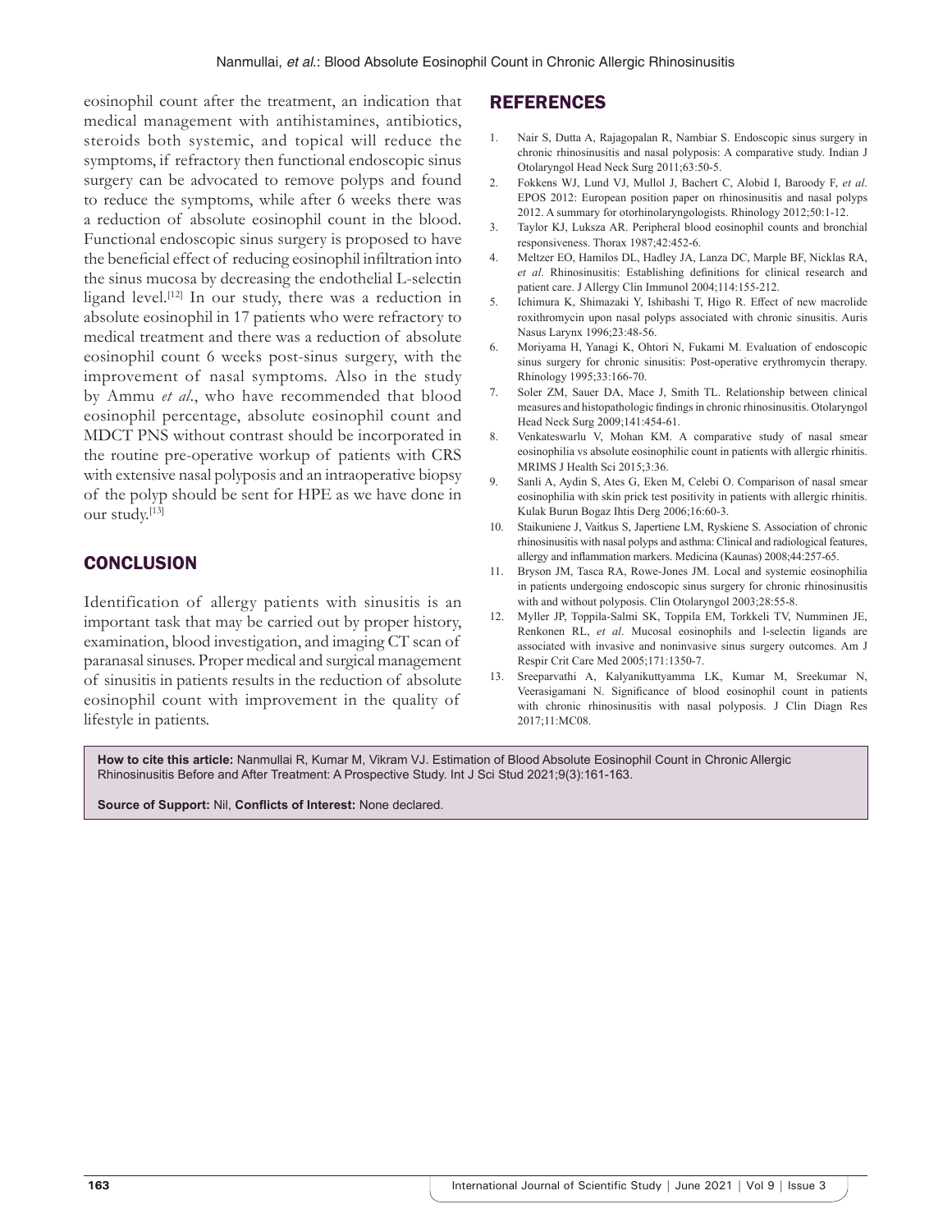eosinophil count after the treatment, an indication that medical management with antihistamines, antibiotics, steroids both systemic, and topical will reduce the symptoms, if refractory then functional endoscopic sinus surgery can be advocated to remove polyps and found to reduce the symptoms, while after 6 weeks there was a reduction of absolute eosinophil count in the blood. Functional endoscopic sinus surgery is proposed to have the beneficial effect of reducing eosinophil infiltration into the sinus mucosa by decreasing the endothelial L-selectin ligand level.[12] In our study, there was a reduction in absolute eosinophil in 17 patients who were refractory to medical treatment and there was a reduction of absolute eosinophil count 6 weeks post-sinus surgery, with the improvement of nasal symptoms. Also in the study by Ammu *et al*., who have recommended that blood eosinophil percentage, absolute eosinophil count and MDCT PNS without contrast should be incorporated in the routine pre-operative workup of patients with CRS with extensive nasal polyposis and an intraoperative biopsy of the polyp should be sent for HPE as we have done in our study.[13]

## CONCLUSION

Identification of allergy patients with sinusitis is an important task that may be carried out by proper history, examination, blood investigation, and imaging CT scan of paranasal sinuses. Proper medical and surgical management of sinusitis in patients results in the reduction of absolute eosinophil count with improvement in the quality of lifestyle in patients.

## REFERENCES

1. Nair S, Dutta A, Rajagopalan R, Nambiar S. Endoscopic sinus surgery in chronic rhinosinusitis and nasal polyposis: A comparative study. Indian J Otolaryngol Head Neck Surg 2011;63:50-5.
2. Fokkens WJ, Lund VJ, Mullol J, Bachert C, Alobid I, Baroody F, *et al*. EPOS 2012: European position paper on rhinosinusitis and nasal polyps 2012. A summary for otorhinolaryngologists. Rhinology 2012;50:1-12.
3. Taylor KJ, Luksza AR. Peripheral blood eosinophil counts and bronchial responsiveness. Thorax 1987;42:452-6.
4. Meltzer EO, Hamilos DL, Hadley JA, Lanza DC, Marple BF, Nicklas RA, *et al*. Rhinosinusitis: Establishing definitions for clinical research and patient care. J Allergy Clin Immunol 2004;114:155-212.
5. Ichimura K, Shimazaki Y, Ishibashi T, Higo R. Effect of new macrolide roxithromycin upon nasal polyps associated with chronic sinusitis. Auris Nasus Larynx 1996;23:48-56.
6. Moriyama H, Yanagi K, Ohtori N, Fukami M. Evaluation of endoscopic sinus surgery for chronic sinusitis: Post-operative erythromycin therapy. Rhinology 1995;33:166-70.
7. Soler ZM, Sauer DA, Mace J, Smith TL. Relationship between clinical measures and histopathologic findings in chronic rhinosinusitis. Otolaryngol Head Neck Surg 2009;141:454-61.
8. Venkateswarlu V, Mohan KM. A comparative study of nasal smear eosinophilia vs absolute eosinophilic count in patients with allergic rhinitis. MRIMS J Health Sci 2015;3:36.
9. Sanli A, Aydin S, Ates G, Eken M, Celebi O. Comparison of nasal smear eosinophilia with skin prick test positivity in patients with allergic rhinitis. Kulak Burun Bogaz Ihtis Derg 2006;16:60-3.
10. Staikuniene J, Vaitkus S, Japertiene LM, Ryskiene S. Association of chronic rhinosinusitis with nasal polyps and asthma: Clinical and radiological features, allergy and inflammation markers. Medicina (Kaunas) 2008;44:257-65.
11. Bryson JM, Tasca RA, Rowe-Jones JM. Local and systemic eosinophilia in patients undergoing endoscopic sinus surgery for chronic rhinosinusitis with and without polyposis. Clin Otolaryngol 2003;28:55-8.
12. Myller JP, Toppila-Salmi SK, Toppila EM, Torkkeli TV, Numminen JE, Renkonen RL, *et al*. Mucosal eosinophils and l-selectin ligands are associated with invasive and noninvasive sinus surgery outcomes. Am J Respir Crit Care Med 2005;171:1350-7.
13. Sreeparvathi A, Kalyanikuttyamma LK, Kumar M, Sreekumar N, Veerasigamani N. Significance of blood eosinophil count in patients with chronic rhinosinusitis with nasal polyposis. J Clin Diagn Res 2017;11:MC08.

**How to cite this article:** Nanmullai R, Kumar M, Vikram VJ. Estimation of Blood Absolute Eosinophil Count in Chronic Allergic Rhinosinusitis Before and After Treatment: A Prospective Study. Int J Sci Stud 2021;9(3):161-163.

**Source of Support:** Nil, **Conflicts of Interest:** None declared.